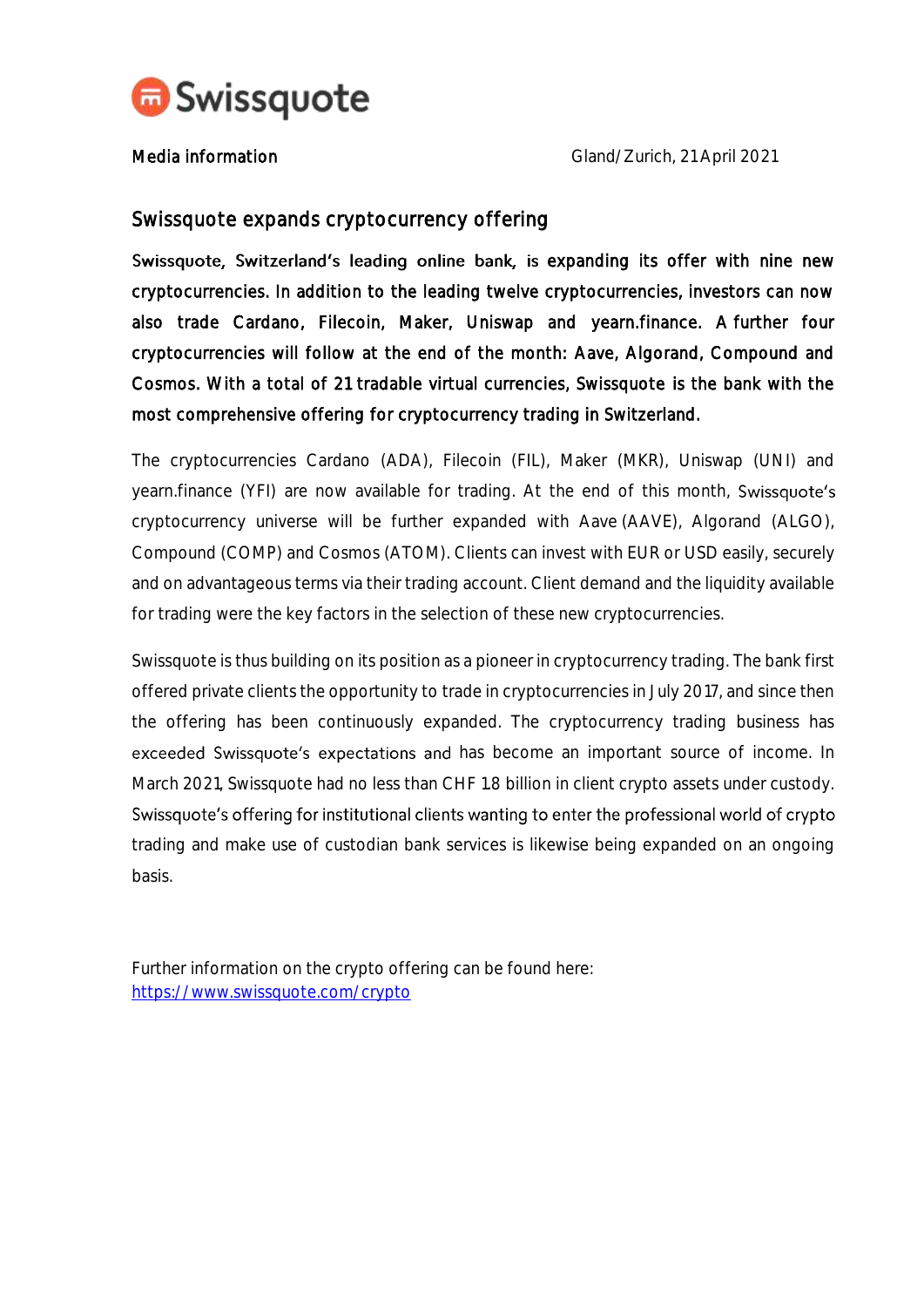Swissquote

Media information

Gland/Zurich, 21 April 2021

## Swissquote expands cryptocurrency offering

**Swissquote, Switzerland's leading online bank, is expanding its offer with nine new cryptocurrencies. In addition to the leading twelve cryptocurrencies, investors can now also trade Cardano, Filecoin, Maker, Uniswap and yearn.finance. A further four cryptocurrencies will follow at the end of the month: Aave, Algorand, Compound and Cosmos. With a total of 21 tradable virtual currencies, Swissquote is the bank with the most comprehensive offering for cryptocurrency trading in Switzerland.**

The cryptocurrencies Cardano (ADA), Filecoin (FIL), Maker (MKR), Uniswap (UNI) and yearn.finance (YFI) are now available for trading. At the end of this month, Swissquote's cryptocurrency universe will be further expanded with Aave (AAVE), Algorand (ALGO), Compound (COMP) and Cosmos (ATOM). Clients can invest with EUR or USD easily, securely and on advantageous terms via their trading account. Client demand and the liquidity available for trading were the key factors in the selection of these new cryptocurrencies.

Swissquote is thus building on its position as a pioneer in cryptocurrency trading. The bank first offered private clients the opportunity to trade in cryptocurrencies in July 2017, and since then the offering has been continuously expanded. The cryptocurrency trading business has exceeded Swissquote's expectations and has become an important source of income. In March 2021, Swissquote had no less than CHF 1.8 billion in client crypto assets under custody. Swissquote's offering for institutional clients wanting to enter the professional world of crypto trading and make use of custodian bank services is likewise being expanded on an ongoing basis.

Further information on the crypto offering can be found here:
https://www.swissquote.com/crypto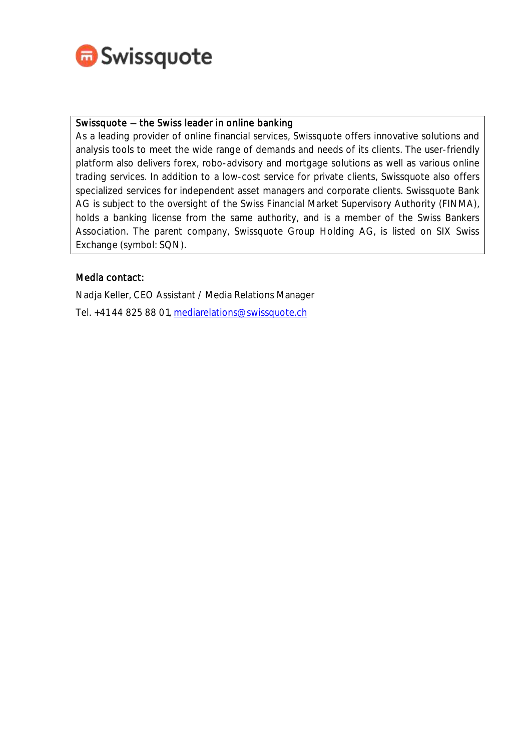**Swissquote – the Swiss leader in online banking**

As a leading provider of online financial services, Swissquote offers innovative solutions and analysis tools to meet the wide range of demands and needs of its clients. The user-friendly platform also delivers forex, robo-advisory and mortgage solutions as well as various online trading services. In addition to a low-cost service for private clients, Swissquote also offers specialized services for independent asset managers and corporate clients. Swissquote Bank AG is subject to the oversight of the Swiss Financial Market Supervisory Authority (FINMA), holds a banking license from the same authority, and is a member of the Swiss Bankers Association. The parent company, Swissquote Group Holding AG, is listed on SIX Swiss Exchange (symbol: SQN).

**Media contact:**

Nadja Keller, CEO Assistant / Media Relations Manager

Tel. +41 44 825 88 01, mediarelations@swissquote.ch